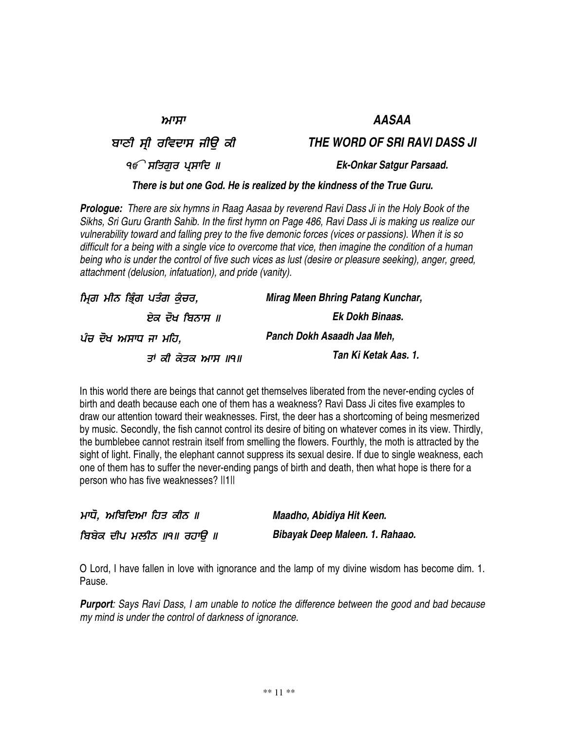| ਆਸਾ | **AASAA** |
|---|---|
| ਬਾਣੀ ਸ੍ਰੀ ਰਵਿਦਾਸ ਜੀਉ ਕੀ | **THE WORD OF SRI RAVI DASS JI** |
| ੧ੴ ਸਤਿਗੁਰ ਪ੍ਰਸਾਦਿ ॥ | ***Ek-Onkar Satgur Parsaad.*** |

***There is but one God. He is realized by the kindness of the True Guru.***

***Prologue:*** *There are six hymns in Raag Aasaa by reverend Ravi Dass Ji in the Holy Book of the Sikhs, Sri Guru Granth Sahib. In the first hymn on Page 486, Ravi Dass Ji is making us realize our vulnerability toward and falling prey to the five demonic forces (vices or passions). When it is so difficult for a being with a single vice to overcome that vice, then imagine the condition of a human being who is under the control of five such vices as lust (desire or pleasure seeking), anger, greed, attachment (delusion, infatuation), and pride (vanity).*

| ਮ੍ਰਿਗ ਮੀਨ ਭ੍ਰਿੰਗ ਪਤੰਗ ਕੁੰਚਰ, | ***Mirag Meen Bhring Patang Kunchar,*** |
|---|---|
| ਏਕ ਦੋਖ ਬਿਨਾਸ ॥ | ***Ek Dokh Binaas.*** |
| ਪੰਚ ਦੋਖ ਅਸਾਧ ਜਾ ਮਹਿ, | ***Panch Dokh Asaadh Jaa Meh,*** |
| ਤਾਂ ਕੀ ਕੇਤਕ ਆਸ ॥੧॥ | ***Tan Ki Ketak Aas. 1.*** |

In this world there are beings that cannot get themselves liberated from the never-ending cycles of birth and death because each one of them has a weakness? Ravi Dass Ji cites five examples to draw our attention toward their weaknesses. First, the deer has a shortcoming of being mesmerized by music. Secondly, the fish cannot control its desire of biting on whatever comes in its view. Thirdly, the bumblebee cannot restrain itself from smelling the flowers. Fourthly, the moth is attracted by the sight of light. Finally, the elephant cannot suppress its sexual desire. If due to single weakness, each one of them has to suffer the never-ending pangs of birth and death, then what hope is there for a person who has five weaknesses? ||1||

| ਮਾਧੋ, ਅਬਿਦਿਆ ਹਿਤ ਕੀਨ ॥ | ***Maadho, Abidiya Hit Keen.*** |
|---|---|
| ਬਿਬੇਕ ਦੀਪ ਮਲੀਨ ॥੧॥ ਰਹਾਉ ॥ | ***Bibayak Deep Maleen. 1. Rahaao.*** |

O Lord, I have fallen in love with ignorance and the lamp of my divine wisdom has become dim. 1. Pause.

***Purport****: Says Ravi Dass, I am unable to notice the difference between the good and bad because my mind is under the control of darkness of ignorance.*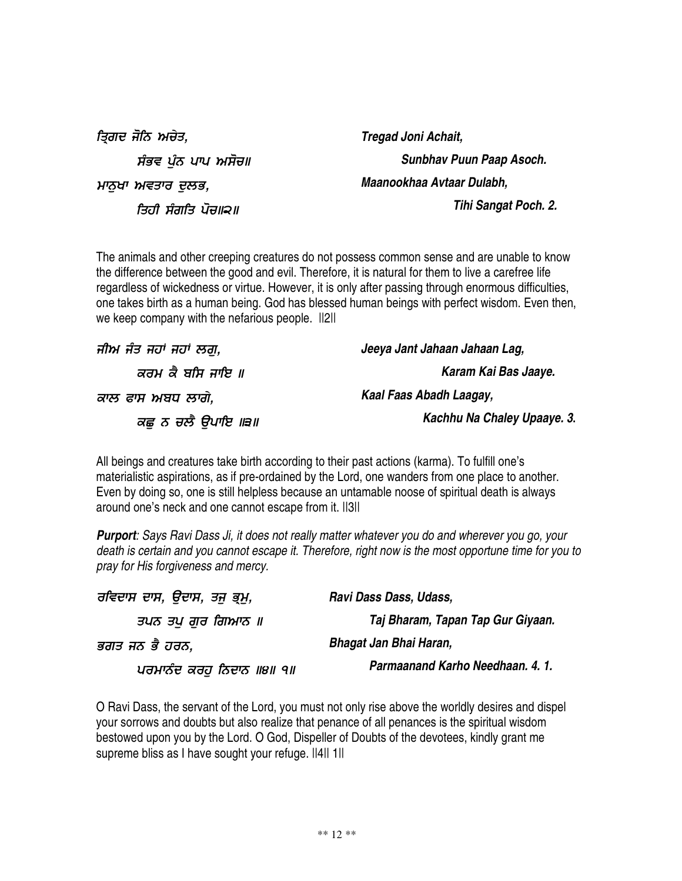| | |
|---|---|
| *ਤ੍ਰਿਗਦ ਜੋਨਿ ਅਚੇਤ,* | ***Tregad Joni Achait,*** |
| *ਸੰਭਵ ਪੁੰਨ ਪਾਪ ਅਸੋਚ॥* | ***Sunbhav Puun Paap Asoch.*** |
| *ਮਾਨੁਖਾ ਅਵਤਾਰ ਦੁਲਭ,* | ***Maanookhaa Avtaar Dulabh,*** |
| *ਤਿਹੀ ਸੰਗਤਿ ਪੋਚ॥੨॥* | ***Tihi Sangat Poch. 2.*** |

The animals and other creeping creatures do not possess common sense and are unable to know the difference between the good and evil. Therefore, it is natural for them to live a carefree life regardless of wickedness or virtue. However, it is only after passing through enormous difficulties, one takes birth as a human being. God has blessed human beings with perfect wisdom. Even then, we keep company with the nefarious people. ||2||

| | |
|---|---|
| *ਜੀਅ ਜੰਤ ਜਹਾਂ ਜਹਾਂ ਲਗੁ,* | ***Jeeya Jant Jahaan Jahaan Lag,*** |
| *ਕਰਮ ਕੈ ਬਸਿ ਜਾਇ ॥* | ***Karam Kai Bas Jaaye.*** |
| *ਕਾਲ ਫਾਸ ਅਬਧ ਲਾਗੇ,* | ***Kaal Faas Abadh Laagay,*** |
| *ਕਛੁ ਨ ਚਲੈ ਉਪਾਇ ॥੩॥* | ***Kachhu Na Chaley Upaaye. 3.*** |

All beings and creatures take birth according to their past actions (karma). To fulfill one's materialistic aspirations, as if pre-ordained by the Lord, one wanders from one place to another. Even by doing so, one is still helpless because an untamable noose of spiritual death is always around one's neck and one cannot escape from it. ||3||

***Purport****: Says Ravi Dass Ji, it does not really matter whatever you do and wherever you go, your death is certain and you cannot escape it. Therefore, right now is the most opportune time for you to pray for His forgiveness and mercy.*

| | |
|---|---|
| *ਰਵਿਦਾਸ ਦਾਸ, ਉਦਾਸ, ਤਜੁ ਭ੍ਰਮੁ,* | ***Ravi Dass Dass, Udass,*** |
| *ਤਪਨ ਤਪੁ ਗੁਰ ਗਿਆਨ ॥* | ***Taj Bharam, Tapan Tap Gur Giyaan.*** |
| *ਭਗਤ ਜਨ ਭੈ ਹਰਨ,* | ***Bhagat Jan Bhai Haran,*** |
| *ਪਰਮਾਨੰਦ ਕਰਹੁ ਨਿਦਾਨ ॥੪॥ ੧॥* | ***Parmaanand Karho Needhaan. 4. 1.*** |

O Ravi Dass, the servant of the Lord, you must not only rise above the worldly desires and dispel your sorrows and doubts but also realize that penance of all penances is the spiritual wisdom bestowed upon you by the Lord. O God, Dispeller of Doubts of the devotees, kindly grant me supreme bliss as I have sought your refuge. ||4|| 1||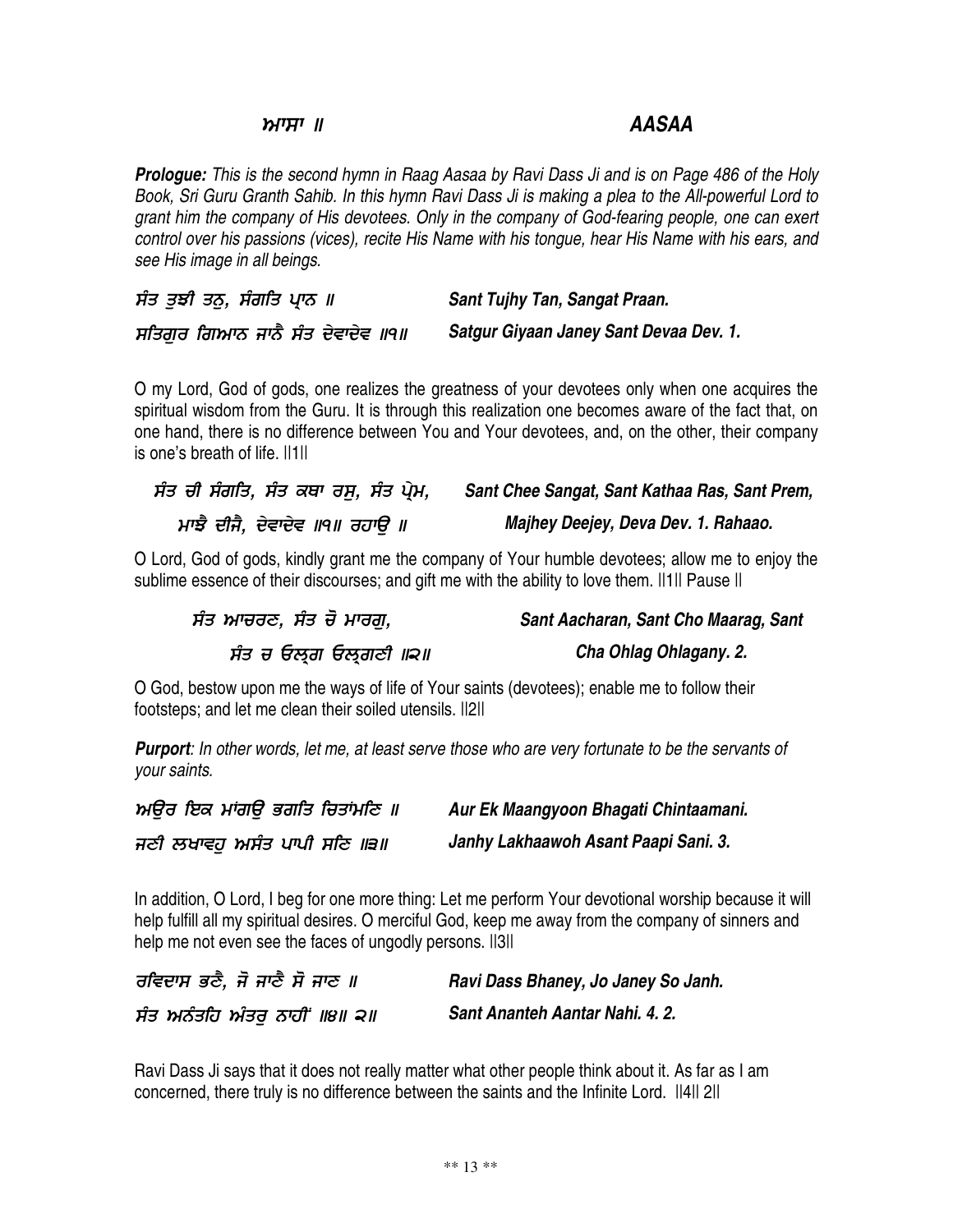## ਆਸਾ ॥ AASAA

***Prologue:*** *This is the second hymn in Raag Aasaa by Ravi Dass Ji and is on Page 486 of the Holy Book, Sri Guru Granth Sahib. In this hymn Ravi Dass Ji is making a plea to the All-powerful Lord to grant him the company of His devotees. Only in the company of God-fearing people, one can exert control over his passions (vices), recite His Name with his tongue, hear His Name with his ears, and see His image in all beings.*

| | |
|---|---|
| ***ਸੰਤ ਤੁਝੀ ਤਨੁ, ਸੰਗਤਿ ਪ੍ਰਾਨ ॥*** | ***Sant Tujhy Tan, Sangat Praan.*** |
| ***ਸਤਿਗੁਰ ਗਿਆਨ ਜਾਨੈ ਸੰਤ ਦੇਵਾਦੇਵ ॥੧॥*** | ***Satgur Giyaan Janey Sant Devaa Dev. 1.*** |

O my Lord, God of gods, one realizes the greatness of your devotees only when one acquires the spiritual wisdom from the Guru. It is through this realization one becomes aware of the fact that, on one hand, there is no difference between You and Your devotees, and, on the other, their company is one's breath of life. ||1||

| | |
|---|---|
| ***ਸੰਤ ਚੀ ਸੰਗਤਿ, ਸੰਤ ਕਥਾ ਰਸੁ, ਸੰਤ ਪ੍ਰੇਮ,*** | ***Sant Chee Sangat, Sant Kathaa Ras, Sant Prem,*** |
| ***ਮਾਝੈ ਦੀਜੈ, ਦੇਵਾਦੇਵ ॥੧॥ ਰਹਾਉ ॥*** | ***Majhey Deejey, Deva Dev. 1. Rahaao.*** |

O Lord, God of gods, kindly grant me the company of Your humble devotees; allow me to enjoy the sublime essence of their discourses; and gift me with the ability to love them. ||1|| Pause ||

| | |
|---|---|
| ***ਸੰਤ ਆਚਰਣ, ਸੰਤ ਚੋ ਮਾਰਗੁ,*** | ***Sant Aacharan, Sant Cho Maarag, Sant*** |
| ***ਸੰਤ ਚ ਓਲ੍ਹਗ ਓਲ੍ਹਗਣੀ ॥੨॥*** | ***Cha Ohlag Ohlagany. 2.*** |

O God, bestow upon me the ways of life of Your saints (devotees); enable me to follow their footsteps; and let me clean their soiled utensils. ||2||

***Purport****: In other words, let me, at least serve those who are very fortunate to be the servants of your saints.*

| | |
|---|---|
| ***ਅਉਰ ਇਕ ਮਾਂਗਉ ਭਗਤਿ ਚਿਤਾਂਮਣਿ ॥*** | ***Aur Ek Maangyoon Bhagati Chintaamani.*** |
| ***ਜਣੀ ਲਖਾਵਹੁ ਅਸੰਤ ਪਾਪੀ ਸਣਿ ॥੩॥*** | ***Janhy Lakhaawoh Asant Paapi Sani. 3.*** |

In addition, O Lord, I beg for one more thing: Let me perform Your devotional worship because it will help fulfill all my spiritual desires. O merciful God, keep me away from the company of sinners and help me not even see the faces of ungodly persons. ||3||

| | |
|---|---|
| ***ਰਵਿਦਾਸ ਭਣੈ, ਜੋ ਜਾਣੈ ਸੋ ਜਾਣ ॥*** | ***Ravi Dass Bhaney, Jo Janey So Janh.*** |
| ***ਸੰਤ ਅਨੰਤਹਿ ਅੰਤਰੁ ਨਾਹੀਂ ॥੪॥ ੨॥*** | ***Sant Ananteh Aantar Nahi. 4. 2.*** |

Ravi Dass Ji says that it does not really matter what other people think about it. As far as I am concerned, there truly is no difference between the saints and the Infinite Lord. ||4|| 2||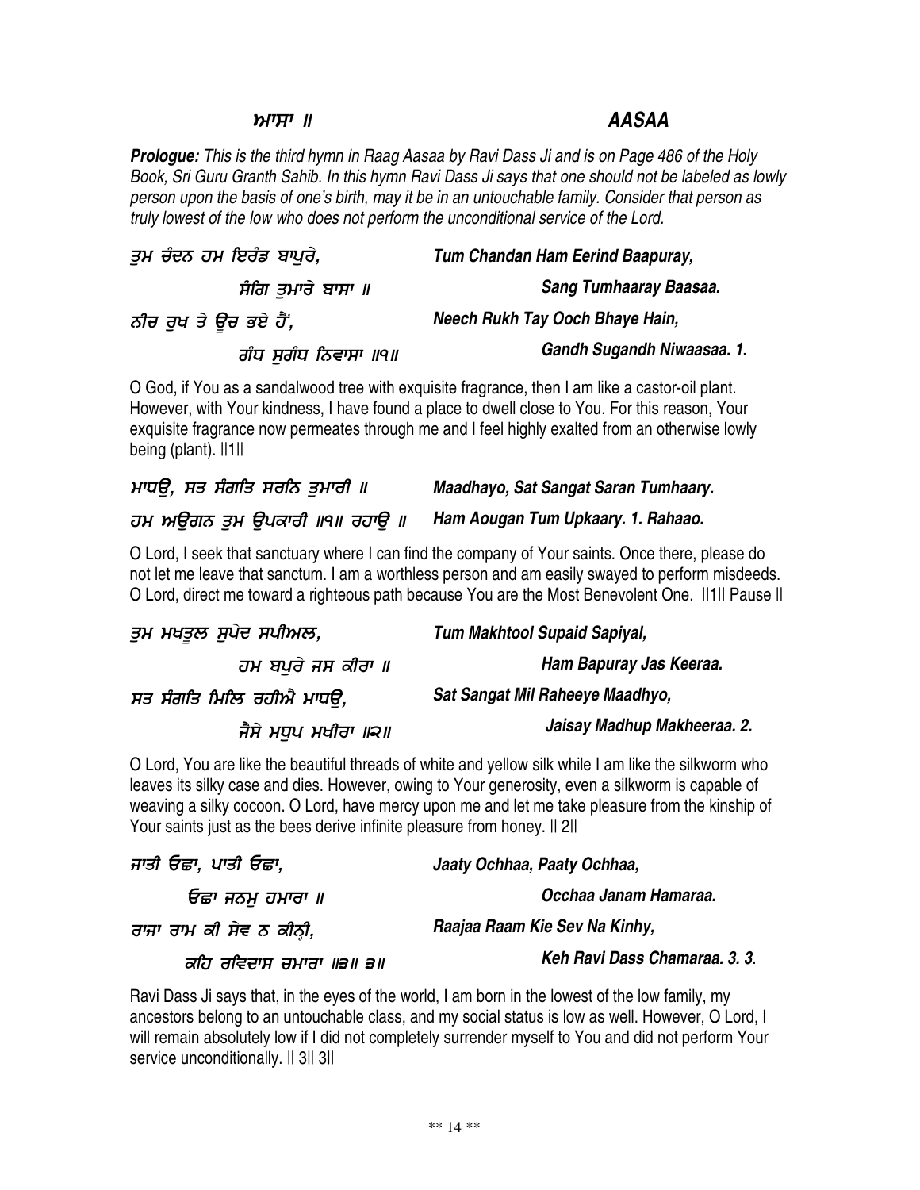## ਆਸਾ ॥ AASAA

***Prologue:*** *This is the third hymn in Raag Aasaa by Ravi Dass Ji and is on Page 486 of the Holy Book, Sri Guru Granth Sahib. In this hymn Ravi Dass Ji says that one should not be labeled as lowly person upon the basis of one's birth, may it be in an untouchable family. Consider that person as truly lowest of the low who does not perform the unconditional service of the Lord.*

| | |
|---|---|
| *ਤੁਮ ਚੰਦਨ ਹਮ ਇਰੰਡ ਬਾਪੁਰੇ,* | ***Tum Chandan Ham Eerind Baapuray,*** |
| *ਸੰਗਿ ਤੁਮਾਰੇ ਬਾਸਾ ॥* | ***Sang Tumhaaray Baasaa.*** |
| *ਨੀਚ ਰੁਖ ਤੇ ਊਚ ਭਏ ਹੈਂ,* | ***Neech Rukh Tay Ooch Bhaye Hain,*** |
| *ਗੰਧ ਸੁਗੰਧ ਨਿਵਾਸਾ ॥੧॥* | ***Gandh Sugandh Niwaasaa. 1.*** |

O God, if You as a sandalwood tree with exquisite fragrance, then I am like a castor-oil plant. However, with Your kindness, I have found a place to dwell close to You. For this reason, Your exquisite fragrance now permeates through me and I feel highly exalted from an otherwise lowly being (plant). ||1||

| | |
|---|---|
| *ਮਾਧਉ, ਸਤ ਸੰਗਤਿ ਸਰਨਿ ਤੁਮਾਰੀ ॥* | ***Maadhayo, Sat Sangat Saran Tumhaary.*** |
| *ਹਮ ਅਉਗਨ ਤੁਮ ਉਪਕਾਰੀ ॥੧॥ ਰਹਾਉ ॥* | ***Ham Aougan Tum Upkaary. 1. Rahaao.*** |

O Lord, I seek that sanctuary where I can find the company of Your saints. Once there, please do not let me leave that sanctum. I am a worthless person and am easily swayed to perform misdeeds. O Lord, direct me toward a righteous path because You are the Most Benevolent One. ||1|| Pause ||

| | |
|---|---|
| *ਤੁਮ ਮਖਤੂਲ ਸੁਪੇਦ ਸਪੀਅਲ,* | ***Tum Makhtool Supaid Sapiyal,*** |
| *ਹਮ ਬਪੁਰੇ ਜਸ ਕੀਰਾ ॥* | ***Ham Bapuray Jas Keeraa.*** |
| *ਸਤ ਸੰਗਤਿ ਮਿਲਿ ਰਹੀਐ ਮਾਧਉ,* | ***Sat Sangat Mil Raheeye Maadhyo,*** |
| *ਜੈਸੇ ਮਧੁਪ ਮਖੀਰਾ ॥੨॥* | ***Jaisay Madhup Makheeraa. 2.*** |

O Lord, You are like the beautiful threads of white and yellow silk while I am like the silkworm who leaves its silky case and dies. However, owing to Your generosity, even a silkworm is capable of weaving a silky cocoon. O Lord, have mercy upon me and let me take pleasure from the kinship of Your saints just as the bees derive infinite pleasure from honey. || 2||

| | |
|---|---|
| *ਜਾਤੀ ਓਛਾ, ਪਾਤੀ ਓਛਾ,* | ***Jaaty Ochhaa, Paaty Ochhaa,*** |
| *ਓਛਾ ਜਨਮੁ ਹਮਾਰਾ ॥* | ***Occhaa Janam Hamaraa.*** |
| *ਰਾਜਾ ਰਾਮ ਕੀ ਸੇਵ ਨ ਕੀਨ੍ਹੀ,* | ***Raajaa Raam Kie Sev Na Kinhy,*** |
| *ਕਹਿ ਰਵਿਦਾਸ ਚਮਾਰਾ ॥੩॥ ੩॥* | ***Keh Ravi Dass Chamaraa. 3. 3.*** |

Ravi Dass Ji says that, in the eyes of the world, I am born in the lowest of the low family, my ancestors belong to an untouchable class, and my social status is low as well. However, O Lord, I will remain absolutely low if I did not completely surrender myself to You and did not perform Your service unconditionally. || 3|| 3||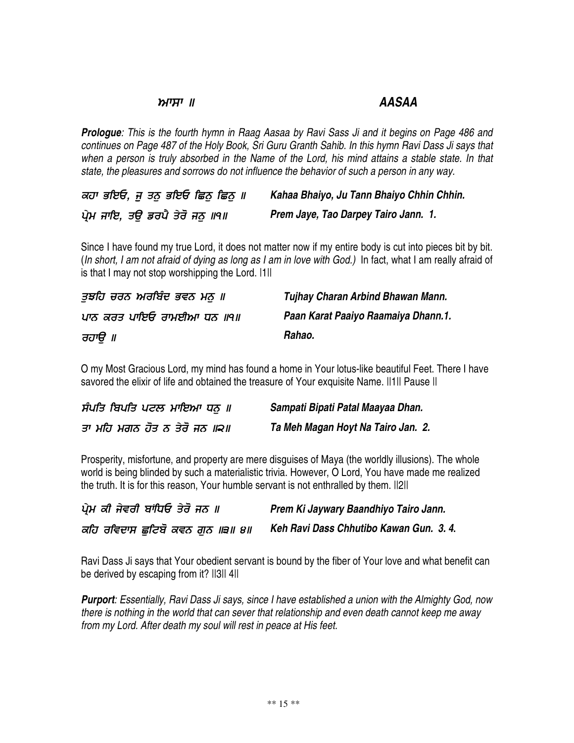## ਆਸਾ ॥ AASAA

***Prologue***: *This is the fourth hymn in Raag Aasaa by Ravi Sass Ji and it begins on Page 486 and continues on Page 487 of the Holy Book, Sri Guru Granth Sahib. In this hymn Ravi Dass Ji says that when a person is truly absorbed in the Name of the Lord, his mind attains a stable state. In that state, the pleasures and sorrows do not influence the behavior of such a person in any way.*

| | |
|---|---|
| *ਕਹਾ ਭਇਓ, ਜੁ ਤਨੁ ਭਇਓ ਛਿਨੁ ਛਿਨੁ ॥* | ***Kahaa Bhaiyo, Ju Tann Bhaiyo Chhin Chhin.*** |
| *ਪ੍ਰੇਮ ਜਾਇ, ਤਉ ਡਰਪੈ ਤੇਰੋ ਜਨੁ ॥੧॥* | ***Prem Jaye, Tao Darpey Tairo Jann. 1.*** |

Since I have found my true Lord, it does not matter now if my entire body is cut into pieces bit by bit. (*In short, I am not afraid of dying as long as I am in love with God.)* In fact, what I am really afraid of is that I may not stop worshipping the Lord. |1||

| | |
|---|---|
| *ਤੁਝਹਿ ਚਰਨ ਅਰਬਿੰਦ ਭਵਨ ਮਨੁ ॥* | ***Tujhay Charan Arbind Bhawan Mann.*** |
| *ਪਾਨ ਕਰਤ ਪਾਇਓ ਰਾਮਈਆ ਧਨ ॥੧॥* | ***Paan Karat Paaiyo Raamaiya Dhann.1.*** |
| *ਰਹਾਉ ॥* | ***Rahao.*** |

O my Most Gracious Lord, my mind has found a home in Your lotus-like beautiful Feet. There I have savored the elixir of life and obtained the treasure of Your exquisite Name. ||1|| Pause ||

| | |
|---|---|
| *ਸੰਪਤਿ ਬਿਪਤਿ ਪਟਲ ਮਾਇਆ ਧਨੁ ॥* | ***Sampati Bipati Patal Maayaa Dhan.*** |
| *ਤਾ ਮਹਿ ਮਗਨ ਹੋਤ ਨ ਤੇਰੋ ਜਨ ॥੨॥* | ***Ta Meh Magan Hoyt Na Tairo Jan. 2.*** |

Prosperity, misfortune, and property are mere disguises of Maya (the worldly illusions). The whole world is being blinded by such a materialistic trivia. However, O Lord, You have made me realized the truth. It is for this reason, Your humble servant is not enthralled by them. ||2||

| | |
|---|---|
| *ਪ੍ਰੇਮ ਕੀ ਜੇਵਰੀ ਬਾਂਧਿਓ ਤੇਰੋ ਜਨ ॥* | ***Prem Ki Jaywary Baandhiyo Tairo Jann.*** |
| *ਕਹਿ ਰਵਿਦਾਸ ਛੂਟਿਬੋ ਕਵਨ ਗੁਨ ॥੩॥ ੪॥* | ***Keh Ravi Dass Chhutibo Kawan Gun. 3. 4.*** |

Ravi Dass Ji says that Your obedient servant is bound by the fiber of Your love and what benefit can be derived by escaping from it? ||3|| 4||

***Purport***: *Essentially, Ravi Dass Ji says, since I have established a union with the Almighty God, now there is nothing in the world that can sever that relationship and even death cannot keep me away from my Lord. After death my soul will rest in peace at His feet.*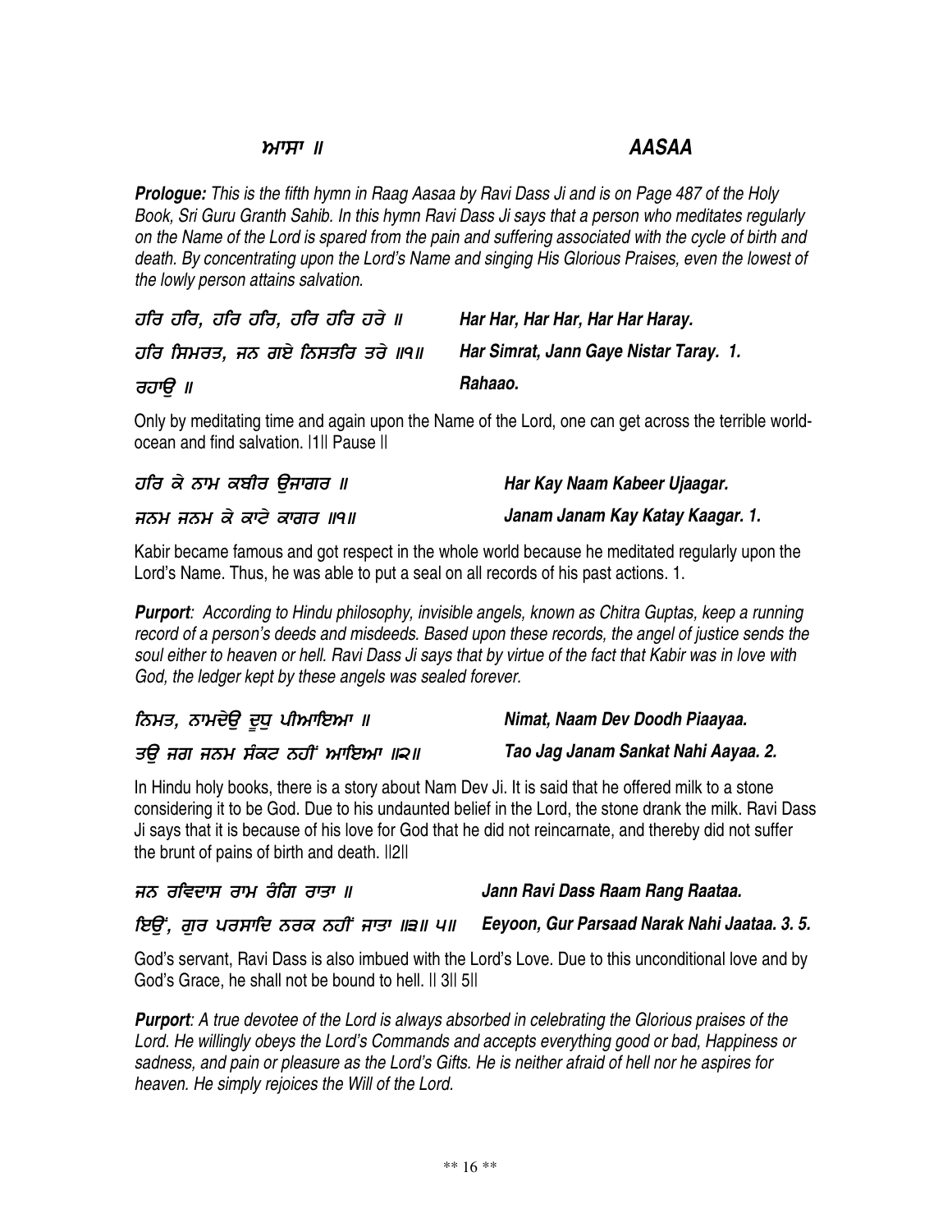## ਆਸਾ ॥ AASAA

***Prologue:*** *This is the fifth hymn in Raag Aasaa by Ravi Dass Ji and is on Page 487 of the Holy Book, Sri Guru Granth Sahib. In this hymn Ravi Dass Ji says that a person who meditates regularly on the Name of the Lord is spared from the pain and suffering associated with the cycle of birth and death. By concentrating upon the Lord's Name and singing His Glorious Praises, even the lowest of the lowly person attains salvation.*

| | |
|---|---|
| ***ਹਰਿ ਹਰਿ, ਹਰਿ ਹਰਿ, ਹਰਿ ਹਰਿ ਹਰੇ ॥*** | ***Har Har, Har Har, Har Har Haray.*** |
| ***ਹਰਿ ਸਿਮਰਤ, ਜਨ ਗਏ ਨਿਸਤਰਿ ਤਰੇ ॥੧॥*** | ***Har Simrat, Jann Gaye Nistar Taray. 1.*** |
| ***ਰਹਾਉ ॥*** | ***Rahaao.*** |

Only by meditating time and again upon the Name of the Lord, one can get across the terrible world-ocean and find salvation. |1|| Pause ||

| | |
|---|---|
| ***ਹਰਿ ਕੇ ਨਾਮ ਕਬੀਰ ਉਜਾਗਰ ॥*** | ***Har Kay Naam Kabeer Ujaagar.*** |
| ***ਜਨਮ ਜਨਮ ਕੇ ਕਾਟੇ ਕਾਗਰ ॥੧॥*** | ***Janam Janam Kay Katay Kaagar. 1.*** |

Kabir became famous and got respect in the whole world because he meditated regularly upon the Lord's Name. Thus, he was able to put a seal on all records of his past actions. 1.

***Purport****: According to Hindu philosophy, invisible angels, known as Chitra Guptas, keep a running record of a person's deeds and misdeeds. Based upon these records, the angel of justice sends the soul either to heaven or hell. Ravi Dass Ji says that by virtue of the fact that Kabir was in love with God, the ledger kept by these angels was sealed forever.*

| | |
|---|---|
| ***ਨਿਮਤ, ਨਾਮਦੇਉ ਦੂਧੁ ਪੀਆਇਆ ॥*** | ***Nimat, Naam Dev Doodh Piaayaa.*** |
| ***ਤਉ ਜਗ ਜਨਮ ਸੰਕਟ ਨਹੀਂ ਆਇਆ ॥੨॥*** | ***Tao Jag Janam Sankat Nahi Aayaa. 2.*** |

In Hindu holy books, there is a story about Nam Dev Ji. It is said that he offered milk to a stone considering it to be God. Due to his undaunted belief in the Lord, the stone drank the milk. Ravi Dass Ji says that it is because of his love for God that he did not reincarnate, and thereby did not suffer the brunt of pains of birth and death. ||2||

| | |
|---|---|
| ***ਜਨ ਰਵਿਦਾਸ ਰਾਮ ਰੰਗਿ ਰਾਤਾ ॥*** | ***Jann Ravi Dass Raam Rang Raataa.*** |
| ***ਇਉਂ, ਗੁਰ ਪਰਸਾਦਿ ਨਰਕ ਨਹੀਂ ਜਾਤਾ ॥੩॥ ੫॥*** | ***Eeyoon, Gur Parsaad Narak Nahi Jaataa. 3. 5.*** |

God's servant, Ravi Dass is also imbued with the Lord's Love. Due to this unconditional love and by God's Grace, he shall not be bound to hell. || 3|| 5||

***Purport****: A true devotee of the Lord is always absorbed in celebrating the Glorious praises of the Lord. He willingly obeys the Lord's Commands and accepts everything good or bad, Happiness or sadness, and pain or pleasure as the Lord's Gifts. He is neither afraid of hell nor he aspires for heaven. He simply rejoices the Will of the Lord.*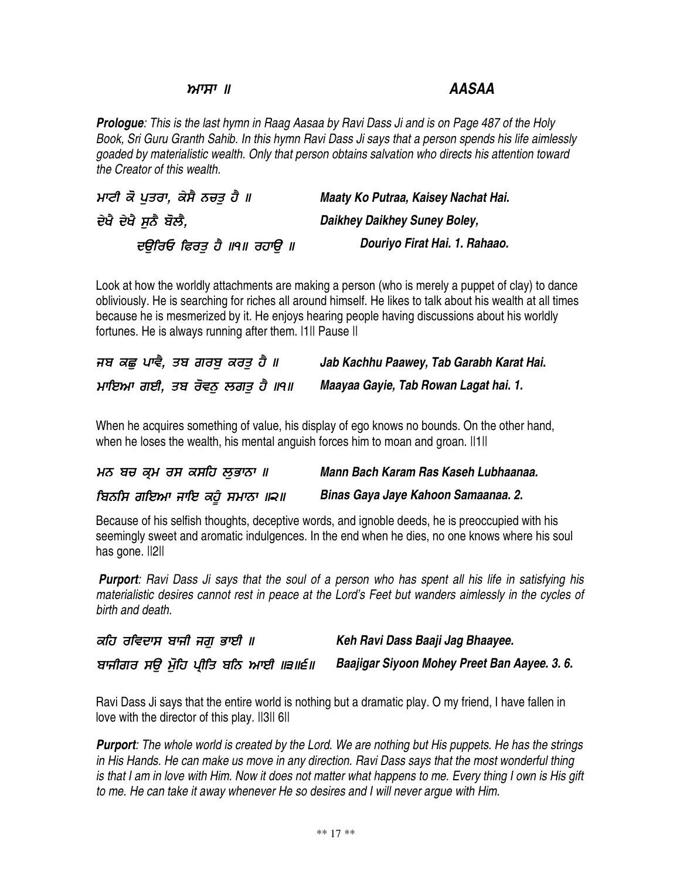## ਆਸਾ ॥ AASAA

***Prologue****: This is the last hymn in Raag Aasaa by Ravi Dass Ji and is on Page 487 of the Holy Book, Sri Guru Granth Sahib. In this hymn Ravi Dass Ji says that a person spends his life aimlessly goaded by materialistic wealth. Only that person obtains salvation who directs his attention toward the Creator of this wealth.*

| | |
|---|---|
| *ਮਾਟੀ ਕੋ ਪੁਤਰਾ, ਕੈਸੈ ਨਚਤੁ ਹੈ ॥* | ***Maaty Ko Putraa, Kaisey Nachat Hai.*** |
| *ਦੇਖੈ ਦੇਖੈ ਸੁਨੈ ਬੋਲੈ,* | ***Daikhey Daikhey Suney Boley,*** |
| *ਦਉਰਿਓ ਫਿਰਤੁ ਹੈ ॥੧॥ ਰਹਾਉ ॥* | ***Douriyo Firat Hai. 1. Rahaao.*** |

Look at how the worldly attachments are making a person (who is merely a puppet of clay) to dance obliviously. He is searching for riches all around himself. He likes to talk about his wealth at all times because he is mesmerized by it. He enjoys hearing people having discussions about his worldly fortunes. He is always running after them. |1|| Pause ||

| | |
|---|---|
| *ਜਬ ਕਛੁ ਪਾਵੈ, ਤਬ ਗਰਬੁ ਕਰਤੁ ਹੈ ॥* | ***Jab Kachhu Paawey, Tab Garabh Karat Hai.*** |
| *ਮਾਇਆ ਗਈ, ਤਬ ਰੋਵਨੁ ਲਗਤੁ ਹੈ ॥੧॥* | ***Maayaa Gayie, Tab Rowan Lagat hai. 1.*** |

When he acquires something of value, his display of ego knows no bounds. On the other hand, when he loses the wealth, his mental anguish forces him to moan and groan. ||1||

| | |
|---|---|
| *ਮਨ ਬਚ ਕ੍ਰਮ ਰਸ ਕਸਹਿ ਲੁਭਾਨਾ ॥* | ***Mann Bach Karam Ras Kaseh Lubhaanaa.*** |
| *ਬਿਨਸਿ ਗਇਆ ਜਾਇ ਕਹੂੰ ਸਮਾਨਾ ॥੨॥* | ***Binas Gaya Jaye Kahoon Samaanaa. 2.*** |

Because of his selfish thoughts, deceptive words, and ignoble deeds, he is preoccupied with his seemingly sweet and aromatic indulgences. In the end when he dies, no one knows where his soul has gone. ||2||

***Purport****: Ravi Dass Ji says that the soul of a person who has spent all his life in satisfying his materialistic desires cannot rest in peace at the Lord's Feet but wanders aimlessly in the cycles of birth and death.*

| | |
|---|---|
| *ਕਹਿ ਰਵਿਦਾਸ ਬਾਜੀ ਜਗੁ ਭਾਈ ॥* | ***Keh Ravi Dass Baaji Jag Bhaayee.*** |
| *ਬਾਜੀਗਰ ਸਉ ਮੋੁਹਿ ਪ੍ਰੀਤਿ ਬਨਿ ਆਈ ॥੩॥੬॥* | ***Baajigar Siyoon Mohey Preet Ban Aayee. 3. 6.*** |

Ravi Dass Ji says that the entire world is nothing but a dramatic play. O my friend, I have fallen in love with the director of this play. ||3|| 6||

***Purport****: The whole world is created by the Lord. We are nothing but His puppets. He has the strings in His Hands. He can make us move in any direction. Ravi Dass says that the most wonderful thing is that I am in love with Him. Now it does not matter what happens to me. Every thing I own is His gift to me. He can take it away whenever He so desires and I will never argue with Him.*